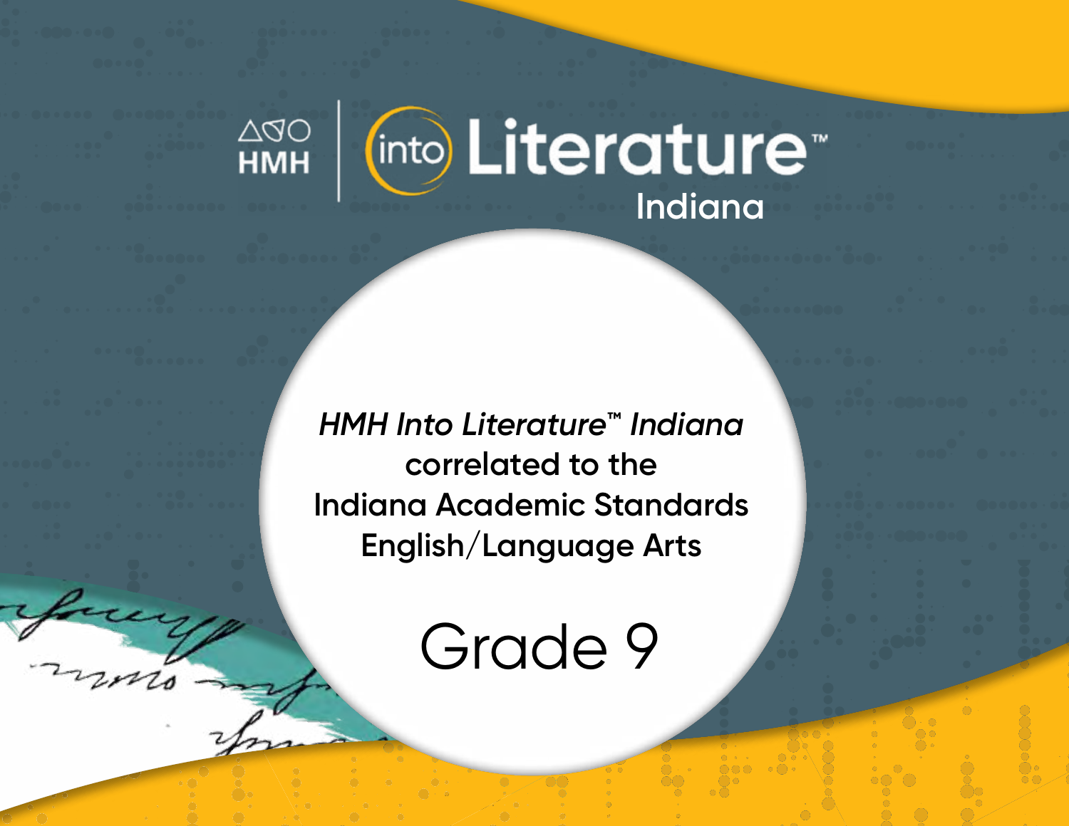HMH | into Literature™

Indiana

*HMH Into Literature™ Indiana*
correlated to the
Indiana Academic Standards
English/Language Arts

# Grade 9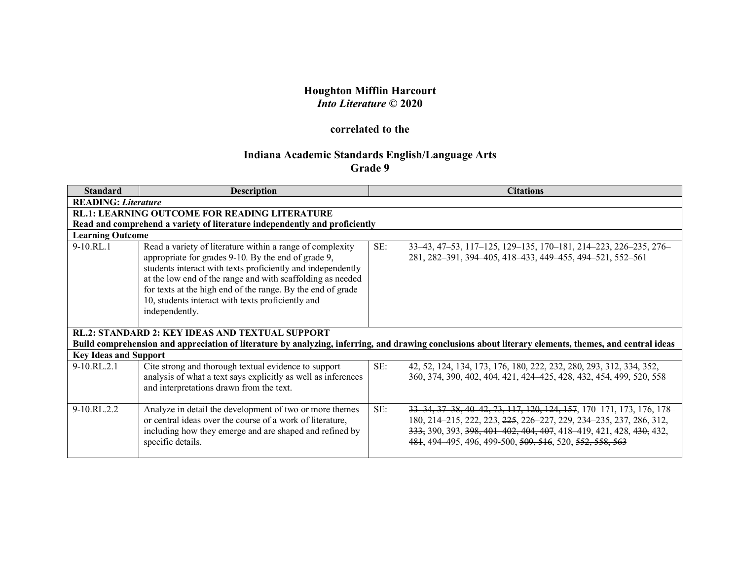**Houghton Mifflin Harcourt**
***Into Literature* © 2020**

**correlated to the**

**Indiana Academic Standards English/Language Arts**
**Grade 9**

| Standard | Description | Citations |
|---|---|---|
| **READING:** ***Literature*** | | |
| **RL.1: LEARNING OUTCOME FOR READING LITERATURE**<br>**Read and comprehend a variety of literature independently and proficiently** | | |
| **Learning Outcome** | | |
| 9-10.RL.1 | Read a variety of literature within a range of complexity appropriate for grades 9-10. By the end of grade 9, students interact with texts proficiently and independently at the low end of the range and with scaffolding as needed for texts at the high end of the range. By the end of grade 10, students interact with texts proficiently and independently. | SE: 33–43, 47–53, 117–125, 129–135, 170–181, 214–223, 226–235, 276–281, 282–391, 394–405, 418–433, 449–455, 494–521, 552–561 |
| **RL.2: STANDARD 2: KEY IDEAS AND TEXTUAL SUPPORT**<br>**Build comprehension and appreciation of literature by analyzing, inferring, and drawing conclusions about literary elements, themes, and central ideas** | | |
| **Key Ideas and Support** | | |
| 9-10.RL.2.1 | Cite strong and thorough textual evidence to support analysis of what a text says explicitly as well as inferences and interpretations drawn from the text. | SE: 42, 52, 124, 134, 173, 176, 180, 222, 232, 280, 293, 312, 334, 352, 360, 374, 390, 402, 404, 421, 424–425, 428, 432, 454, 499, 520, 558 |
| 9-10.RL.2.2 | Analyze in detail the development of two or more themes or central ideas over the course of a work of literature, including how they emerge and are shaped and refined by specific details. | SE: ~~33–34, 37–38, 40–42, 73, 117, 120, 124, 157~~, 170–171, 173, 176, 178–180, 214–215, 222, 223, ~~225~~, 226–227, 229, 234–235, 237, 286, 312, ~~333,~~ 390, 393, ~~398, 401–402, 404, 407~~, 418–419, 421, 428, ~~430~~, 432, ~~481~~, 494–495, 496, 499-500, ~~509, 516~~, 520, ~~552, 558, 563~~ |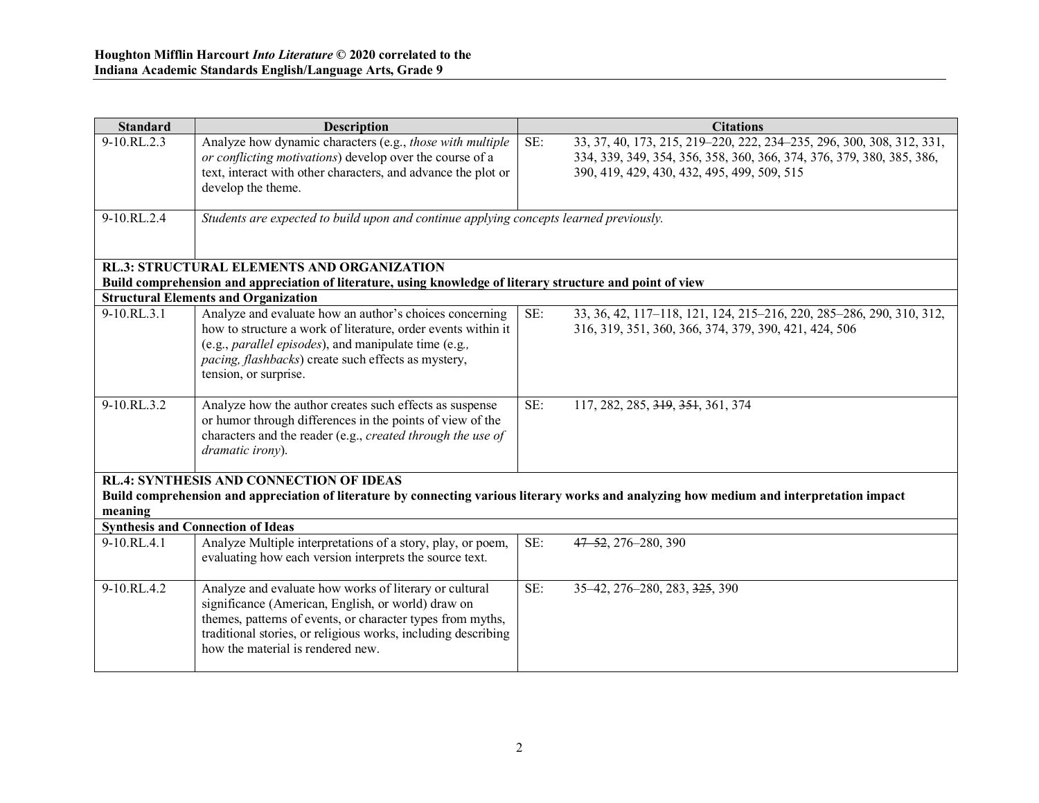| Standard | Description | | Citations |
|---|---|---|---|
| 9-10.RL.2.3 | Analyze how dynamic characters (e.g., *those with multiple or conflicting motivations*) develop over the course of a text, interact with other characters, and advance the plot or develop the theme. | SE: | 33, 37, 40, 173, 215, 219–220, 222, 234–235, 296, 300, 308, 312, 331, 334, 339, 349, 354, 356, 358, 360, 366, 374, 376, 379, 380, 385, 386, 390, 419, 429, 430, 432, 495, 499, 509, 515 |
| 9-10.RL.2.4 | *Students are expected to build upon and continue applying concepts learned previously.* | | |
| **RL.3: STRUCTURAL ELEMENTS AND ORGANIZATION**<br>**Build comprehension and appreciation of literature, using knowledge of literary structure and point of view** | | | |
| **Structural Elements and Organization** | | | |
| 9-10.RL.3.1 | Analyze and evaluate how an author's choices concerning how to structure a work of literature, order events within it (e.g., *parallel episodes*), and manipulate time (e.g*., pacing, flashbacks*) create such effects as mystery, tension, or surprise. | SE: | 33, 36, 42, 117–118, 121, 124, 215–216, 220, 285–286, 290, 310, 312, 316, 319, 351, 360, 366, 374, 379, 390, 421, 424, 506 |
| 9-10.RL.3.2 | Analyze how the author creates such effects as suspense or humor through differences in the points of view of the characters and the reader (e.g., *created through the use of dramatic irony*). | SE: | 117, 282, 285, ~~319~~, ~~351~~, 361, 374 |
| **RL.4: SYNTHESIS AND CONNECTION OF IDEAS**<br>**Build comprehension and appreciation of literature by connecting various literary works and analyzing how medium and interpretation impact meaning** | | | |
| **Synthesis and Connection of Ideas** | | | |
| 9-10.RL.4.1 | Analyze Multiple interpretations of a story, play, or poem, evaluating how each version interprets the source text. | SE: | ~~47–52~~, 276–280, 390 |
| 9-10.RL.4.2 | Analyze and evaluate how works of literary or cultural significance (American, English, or world) draw on themes, patterns of events, or character types from myths, traditional stories, or religious works, including describing how the material is rendered new. | SE: | 35–42, 276–280, 283, ~~325~~, 390 |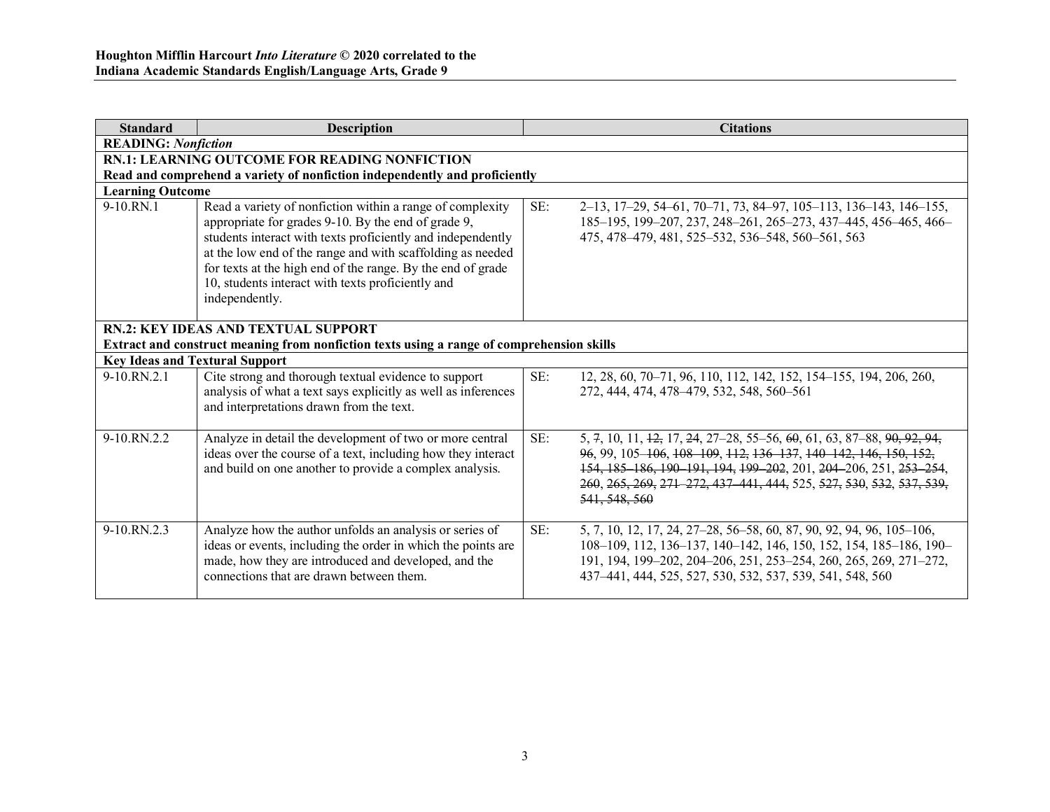| Standard | Description | Citations |
| --- | --- | --- |
| **READING:** ***Nonfiction*** | | |
| **RN.1: LEARNING OUTCOME FOR READING NONFICTION**<br>**Read and comprehend a variety of nonfiction independently and proficiently** | | |
| **Learning Outcome** | | |
| 9-10.RN.1 | Read a variety of nonfiction within a range of complexity appropriate for grades 9-10. By the end of grade 9, students interact with texts proficiently and independently at the low end of the range and with scaffolding as needed for texts at the high end of the range. By the end of grade 10, students interact with texts proficiently and independently. | SE: 2–13, 17–29, 54–61, 70–71, 73, 84–97, 105–113, 136–143, 146–155, 185–195, 199–207, 237, 248–261, 265–273, 437–445, 456–465, 466–475, 478–479, 481, 525–532, 536–548, 560–561, 563 |
| **RN.2: KEY IDEAS AND TEXTUAL SUPPORT**<br>**Extract and construct meaning from nonfiction texts using a range of comprehension skills** | | |
| **Key Ideas and Textural Support** | | |
| 9-10.RN.2.1 | Cite strong and thorough textual evidence to support analysis of what a text says explicitly as well as inferences and interpretations drawn from the text. | SE: 12, 28, 60, 70–71, 96, 110, 112, 142, 152, 154–155, 194, 206, 260, 272, 444, 474, 478–479, 532, 548, 560–561 |
| 9-10.RN.2.2 | Analyze in detail the development of two or more central ideas over the course of a text, including how they interact and build on one another to provide a complex analysis. | SE: 5, ~~7~~, 10, 11, ~~12~~, 17, ~~24~~, 27–28, 55–56, ~~60~~, 61, 63, 87–88, ~~90, 92, 94, 96~~, 99, 105~~–106~~, ~~108–109~~, ~~112~~, ~~136–137~~, ~~140–142, 146, 150, 152, 154~~, ~~185–186, 190–191, 194~~, ~~199–202~~, 201, ~~204–~~206, 251, ~~253–254~~, ~~260~~, ~~265, 269~~, ~~271–272, 437–441, 444~~, 525, ~~527~~, ~~530~~, ~~532~~, ~~537, 539, 541, 548, 560~~ |
| 9-10.RN.2.3 | Analyze how the author unfolds an analysis or series of ideas or events, including the order in which the points are made, how they are introduced and developed, and the connections that are drawn between them. | SE: 5, 7, 10, 12, 17, 24, 27–28, 56–58, 60, 87, 90, 92, 94, 96, 105–106, 108–109, 112, 136–137, 140–142, 146, 150, 152, 154, 185–186, 190–191, 194, 199–202, 204–206, 251, 253–254, 260, 265, 269, 271–272, 437–441, 444, 525, 527, 530, 532, 537, 539, 541, 548, 560 |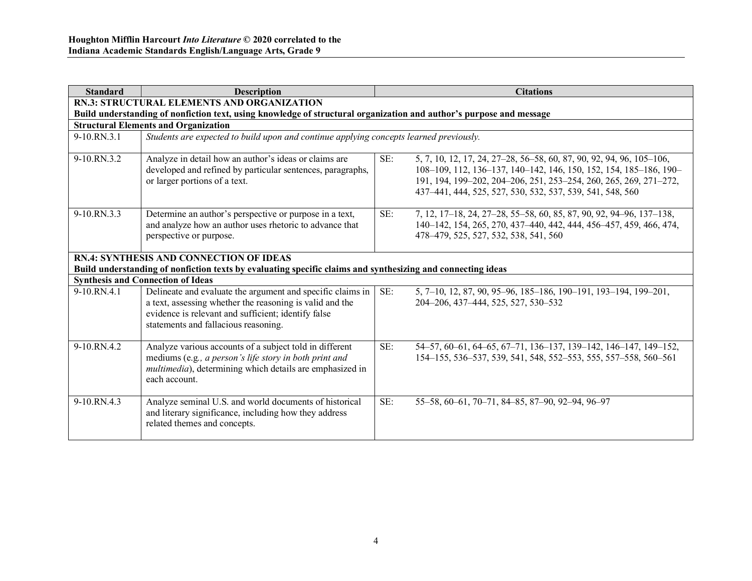| Standard | Description | Citations |
|---|---|---|
| **RN.3: STRUCTURAL ELEMENTS AND ORGANIZATION**<br>**Build understanding of nonfiction text, using knowledge of structural organization and author's purpose and message** | | |
| **Structural Elements and Organization** | | |
| 9-10.RN.3.1 | *Students are expected to build upon and continue applying concepts learned previously.* | |
| 9-10.RN.3.2 | Analyze in detail how an author's ideas or claims are developed and refined by particular sentences, paragraphs, or larger portions of a text. | SE: 5, 7, 10, 12, 17, 24, 27–28, 56–58, 60, 87, 90, 92, 94, 96, 105–106, 108–109, 112, 136–137, 140–142, 146, 150, 152, 154, 185–186, 190–191, 194, 199–202, 204–206, 251, 253–254, 260, 265, 269, 271–272, 437–441, 444, 525, 527, 530, 532, 537, 539, 541, 548, 560 |
| 9-10.RN.3.3 | Determine an author's perspective or purpose in a text, and analyze how an author uses rhetoric to advance that perspective or purpose. | SE: 7, 12, 17–18, 24, 27–28, 55–58, 60, 85, 87, 90, 92, 94–96, 137–138, 140–142, 154, 265, 270, 437–440, 442, 444, 456–457, 459, 466, 474, 478–479, 525, 527, 532, 538, 541, 560 |
| **RN.4: SYNTHESIS AND CONNECTION OF IDEAS**<br>**Build understanding of nonfiction texts by evaluating specific claims and synthesizing and connecting ideas** | | |
| **Synthesis and Connection of Ideas** | | |
| 9-10.RN.4.1 | Delineate and evaluate the argument and specific claims in a text, assessing whether the reasoning is valid and the evidence is relevant and sufficient; identify false statements and fallacious reasoning. | SE: 5, 7–10, 12, 87, 90, 95–96, 185–186, 190–191, 193–194, 199–201, 204–206, 437–444, 525, 527, 530–532 |
| 9-10.RN.4.2 | Analyze various accounts of a subject told in different mediums (e.g*., a person's life story in both print and multimedia*), determining which details are emphasized in each account. | SE: 54–57, 60–61, 64–65, 67–71, 136–137, 139–142, 146–147, 149–152, 154–155, 536–537, 539, 541, 548, 552–553, 555, 557–558, 560–561 |
| 9-10.RN.4.3 | Analyze seminal U.S. and world documents of historical and literary significance, including how they address related themes and concepts. | SE: 55–58, 60–61, 70–71, 84–85, 87–90, 92–94, 96–97 |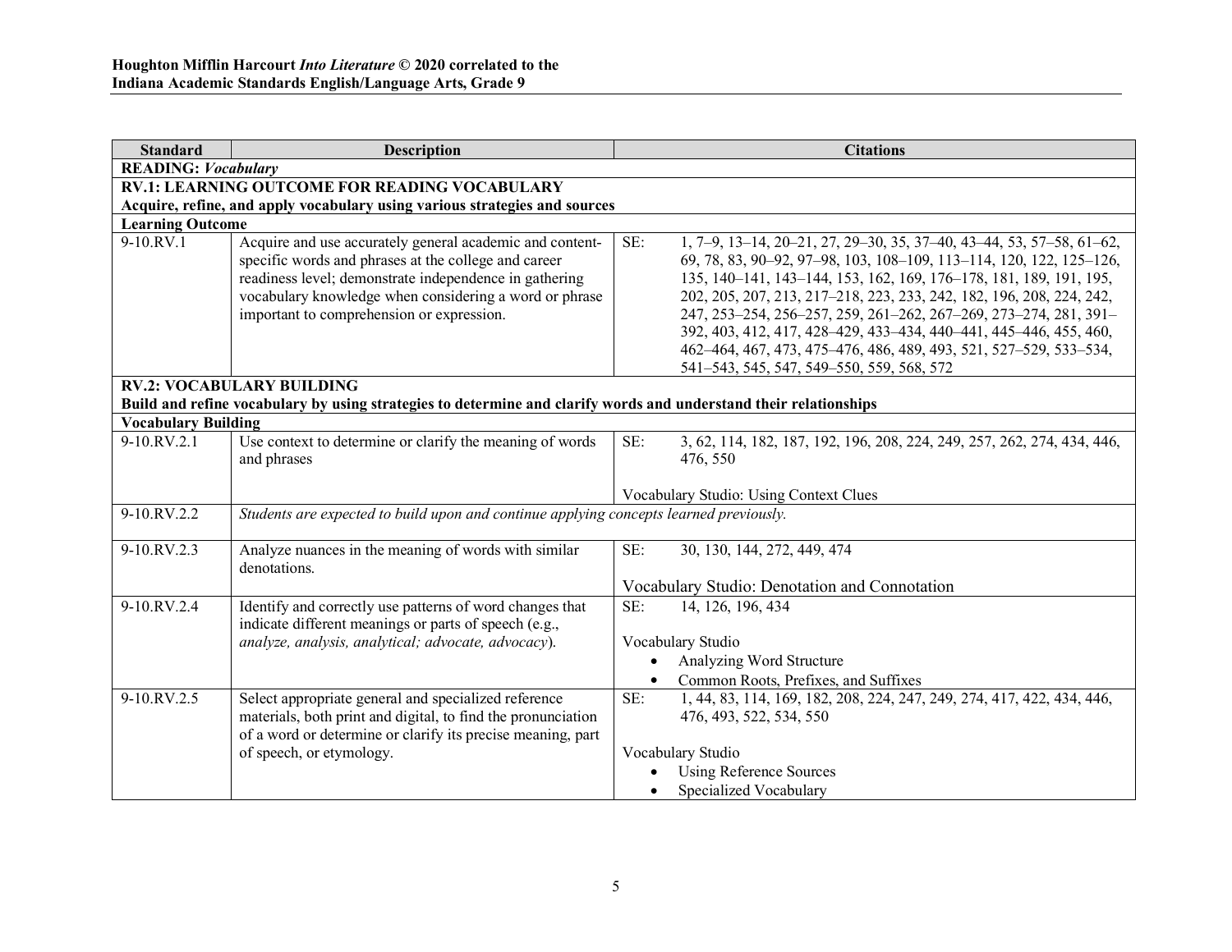**Houghton Mifflin Harcourt *Into Literature* © 2020 correlated to the Indiana Academic Standards English/Language Arts, Grade 9**

| Standard | Description | Citations |
| --- | --- | --- |
| **READING: *Vocabulary*** | | |
| **RV.1: LEARNING OUTCOME FOR READING VOCABULARY**<br>**Acquire, refine, and apply vocabulary using various strategies and sources** | | |
| **Learning Outcome** | | |
| 9-10.RV.1 | Acquire and use accurately general academic and content-specific words and phrases at the college and career readiness level; demonstrate independence in gathering vocabulary knowledge when considering a word or phrase important to comprehension or expression. | SE: 1, 7–9, 13–14, 20–21, 27, 29–30, 35, 37–40, 43–44, 53, 57–58, 61–62, 69, 78, 83, 90–92, 97–98, 103, 108–109, 113–114, 120, 122, 125–126, 135, 140–141, 143–144, 153, 162, 169, 176–178, 181, 189, 191, 195, 202, 205, 207, 213, 217–218, 223, 233, 242, 182, 196, 208, 224, 242, 247, 253–254, 256–257, 259, 261–262, 267–269, 273–274, 281, 391–392, 403, 412, 417, 428–429, 433–434, 440–441, 445–446, 455, 460, 462–464, 467, 473, 475–476, 486, 489, 493, 521, 527–529, 533–534, 541–543, 545, 547, 549–550, 559, 568, 572 |
| **RV.2: VOCABULARY BUILDING**<br>**Build and refine vocabulary by using strategies to determine and clarify words and understand their relationships** | | |
| **Vocabulary Building** | | |
| 9-10.RV.2.1 | Use context to determine or clarify the meaning of words and phrases | SE: 3, 62, 114, 182, 187, 192, 196, 208, 224, 249, 257, 262, 274, 434, 446, 476, 550<br><br>Vocabulary Studio: Using Context Clues |
| 9-10.RV.2.2 | *Students are expected to build upon and continue applying concepts learned previously.* | |
| 9-10.RV.2.3 | Analyze nuances in the meaning of words with similar denotations. | SE: 30, 130, 144, 272, 449, 474<br><br>Vocabulary Studio: Denotation and Connotation |
| 9-10.RV.2.4 | Identify and correctly use patterns of word changes that indicate different meanings or parts of speech (e.g., *analyze, analysis, analytical; advocate, advocacy*). | SE: 14, 126, 196, 434<br><br>Vocabulary Studio<br>• Analyzing Word Structure<br>• Common Roots, Prefixes, and Suffixes |
| 9-10.RV.2.5 | Select appropriate general and specialized reference materials, both print and digital, to find the pronunciation of a word or determine or clarify its precise meaning, part of speech, or etymology. | SE: 1, 44, 83, 114, 169, 182, 208, 224, 247, 249, 274, 417, 422, 434, 446, 476, 493, 522, 534, 550<br><br>Vocabulary Studio<br>• Using Reference Sources<br>• Specialized Vocabulary |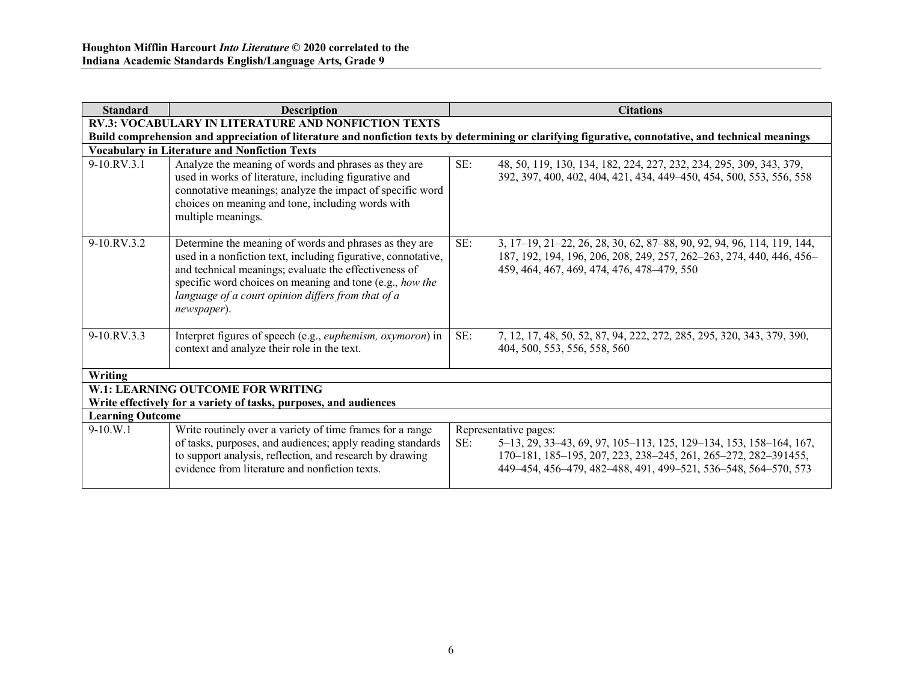| Standard | Description | Citations |
|---|---|---|
| **RV.3: VOCABULARY IN LITERATURE AND NONFICTION TEXTS** | | |
| **Build comprehension and appreciation of literature and nonfiction texts by determining or clarifying figurative, connotative, and technical meanings** | | |
| **Vocabulary in Literature and Nonfiction Texts** | | |
| 9-10.RV.3.1 | Analyze the meaning of words and phrases as they are used in works of literature, including figurative and connotative meanings; analyze the impact of specific word choices on meaning and tone, including words with multiple meanings. | SE: 48, 50, 119, 130, 134, 182, 224, 227, 232, 234, 295, 309, 343, 379, 392, 397, 400, 402, 404, 421, 434, 449–450, 454, 500, 553, 556, 558 |
| 9-10.RV.3.2 | Determine the meaning of words and phrases as they are used in a nonfiction text, including figurative, connotative, and technical meanings; evaluate the effectiveness of specific word choices on meaning and tone (e.g., *how the language of a court opinion differs from that of a newspaper*). | SE: 3, 17–19, 21–22, 26, 28, 30, 62, 87–88, 90, 92, 94, 96, 114, 119, 144, 187, 192, 194, 196, 206, 208, 249, 257, 262–263, 274, 440, 446, 456–459, 464, 467, 469, 474, 476, 478–479, 550 |
| 9-10.RV.3.3 | Interpret figures of speech (e.g., *euphemism, oxymoron*) in context and analyze their role in the text. | SE: 7, 12, 17, 48, 50, 52, 87, 94, 222, 272, 285, 295, 320, 343, 379, 390, 404, 500, 553, 556, 558, 560 |
| **Writing** | | |
| **W.1: LEARNING OUTCOME FOR WRITING** | | |
| **Write effectively for a variety of tasks, purposes, and audiences** | | |
| **Learning Outcome** | | |
| 9-10.W.1 | Write routinely over a variety of time frames for a range of tasks, purposes, and audiences; apply reading standards to support analysis, reflection, and research by drawing evidence from literature and nonfiction texts. | Representative pages: SE: 5–13, 29, 33–43, 69, 97, 105–113, 125, 129–134, 153, 158–164, 167, 170–181, 185–195, 207, 223, 238–245, 261, 265–272, 282–391455, 449–454, 456–479, 482–488, 491, 499–521, 536–548, 564–570, 573 |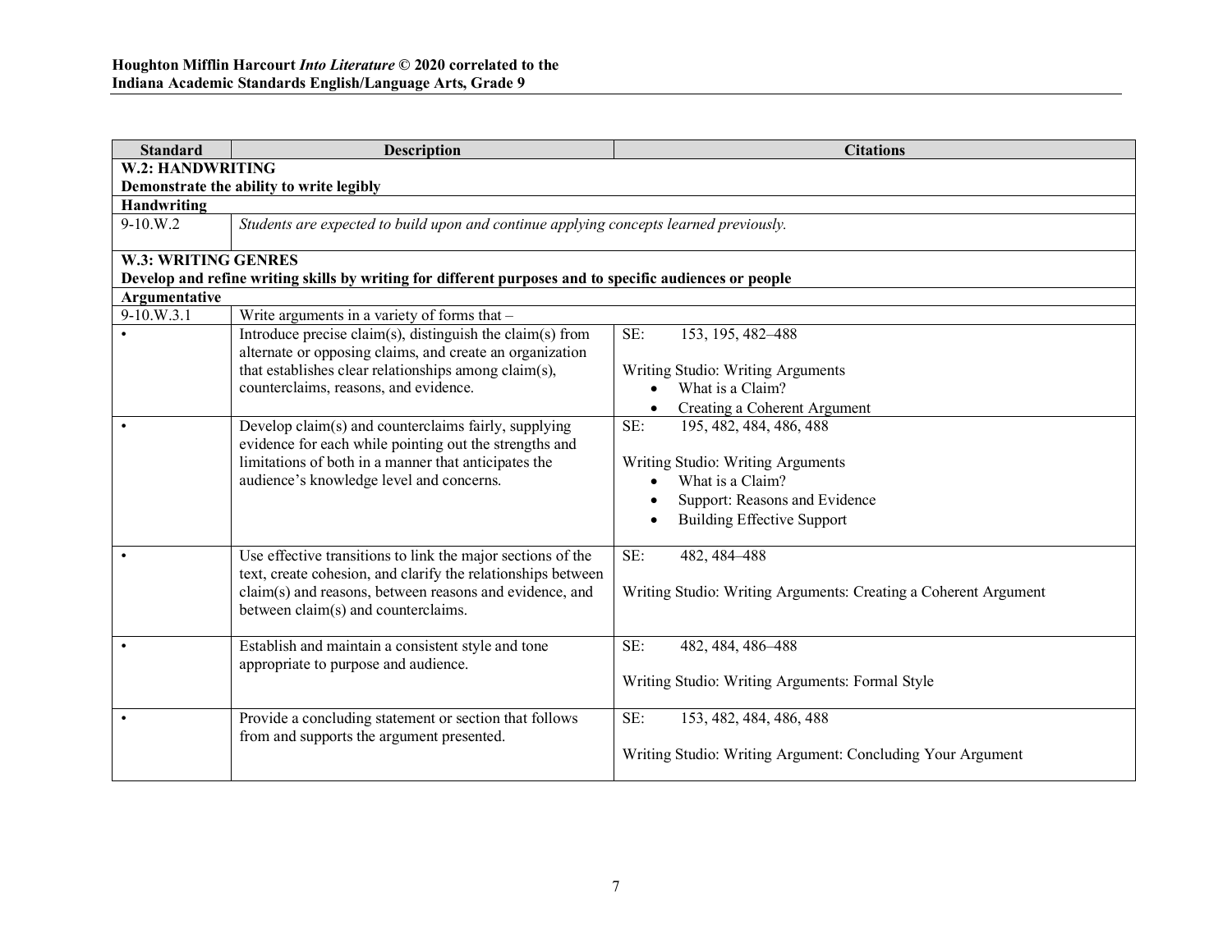| Standard | Description | Citations |
|---|---|---|
| **W.2: HANDWRITING** | | |
| **Demonstrate the ability to write legibly** | | |
| **Handwriting** | | |
| 9-10.W.2 | *Students are expected to build upon and continue applying concepts learned previously.* | |
| **W.3: WRITING GENRES** | | |
| **Develop and refine writing skills by writing for different purposes and to specific audiences or people** | | |
| **Argumentative** | | |
| 9-10.W.3.1 | Write arguments in a variety of forms that – | |
| • | Introduce precise claim(s), distinguish the claim(s) from alternate or opposing claims, and create an organization that establishes clear relationships among claim(s), counterclaims, reasons, and evidence. | SE: 153, 195, 482–488<br><br>Writing Studio: Writing Arguments<br>• What is a Claim?<br>• Creating a Coherent Argument |
| • | Develop claim(s) and counterclaims fairly, supplying evidence for each while pointing out the strengths and limitations of both in a manner that anticipates the audience's knowledge level and concerns. | SE: 195, 482, 484, 486, 488<br><br>Writing Studio: Writing Arguments<br>• What is a Claim?<br>• Support: Reasons and Evidence<br>• Building Effective Support |
| • | Use effective transitions to link the major sections of the text, create cohesion, and clarify the relationships between claim(s) and reasons, between reasons and evidence, and between claim(s) and counterclaims. | SE: 482, 484–488<br><br>Writing Studio: Writing Arguments: Creating a Coherent Argument |
| • | Establish and maintain a consistent style and tone appropriate to purpose and audience. | SE: 482, 484, 486–488<br><br>Writing Studio: Writing Arguments: Formal Style |
| • | Provide a concluding statement or section that follows from and supports the argument presented. | SE: 153, 482, 484, 486, 488<br><br>Writing Studio: Writing Argument: Concluding Your Argument |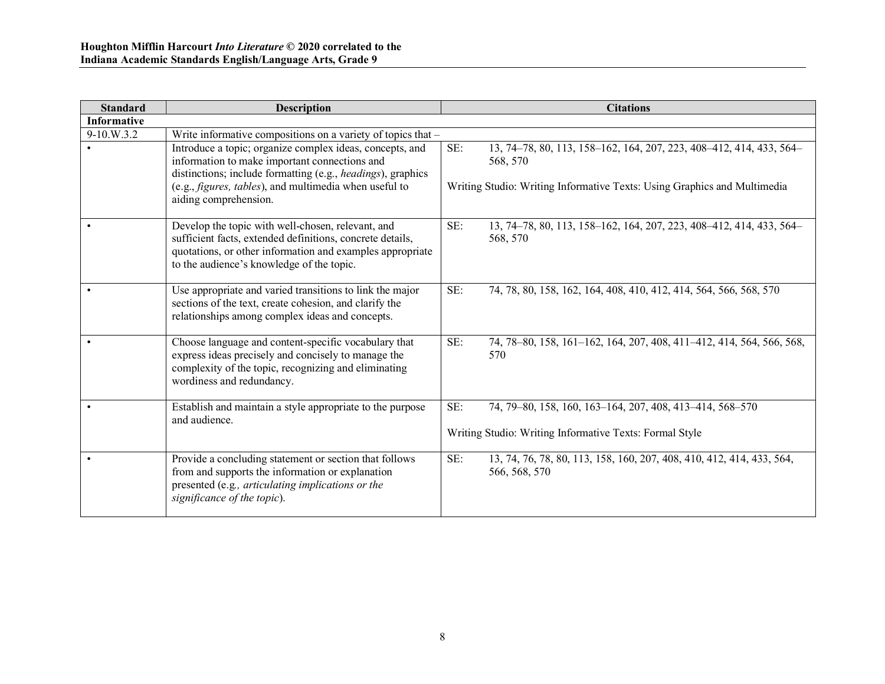| Standard | Description | Citations |
|---|---|---|
| **Informative** | | |
| 9-10.W.3.2 | Write informative compositions on a variety of topics that – | |
| • | Introduce a topic; organize complex ideas, concepts, and information to make important connections and distinctions; include formatting (e.g., *headings*), graphics (e.g., *figures, tables*), and multimedia when useful to aiding comprehension. | SE: 13, 74–78, 80, 113, 158–162, 164, 207, 223, 408–412, 414, 433, 564–568, 570<br><br>Writing Studio: Writing Informative Texts: Using Graphics and Multimedia |
| • | Develop the topic with well-chosen, relevant, and sufficient facts, extended definitions, concrete details, quotations, or other information and examples appropriate to the audience's knowledge of the topic. | SE: 13, 74–78, 80, 113, 158–162, 164, 207, 223, 408–412, 414, 433, 564–568, 570 |
| • | Use appropriate and varied transitions to link the major sections of the text, create cohesion, and clarify the relationships among complex ideas and concepts. | SE: 74, 78, 80, 158, 162, 164, 408, 410, 412, 414, 564, 566, 568, 570 |
| • | Choose language and content-specific vocabulary that express ideas precisely and concisely to manage the complexity of the topic, recognizing and eliminating wordiness and redundancy. | SE: 74, 78–80, 158, 161–162, 164, 207, 408, 411–412, 414, 564, 566, 568, 570 |
| • | Establish and maintain a style appropriate to the purpose and audience. | SE: 74, 79–80, 158, 160, 163–164, 207, 408, 413–414, 568–570<br><br>Writing Studio: Writing Informative Texts: Formal Style |
| • | Provide a concluding statement or section that follows from and supports the information or explanation presented (e.g*., articulating implications or the significance of the topic*). | SE: 13, 74, 76, 78, 80, 113, 158, 160, 207, 408, 410, 412, 414, 433, 564, 566, 568, 570 |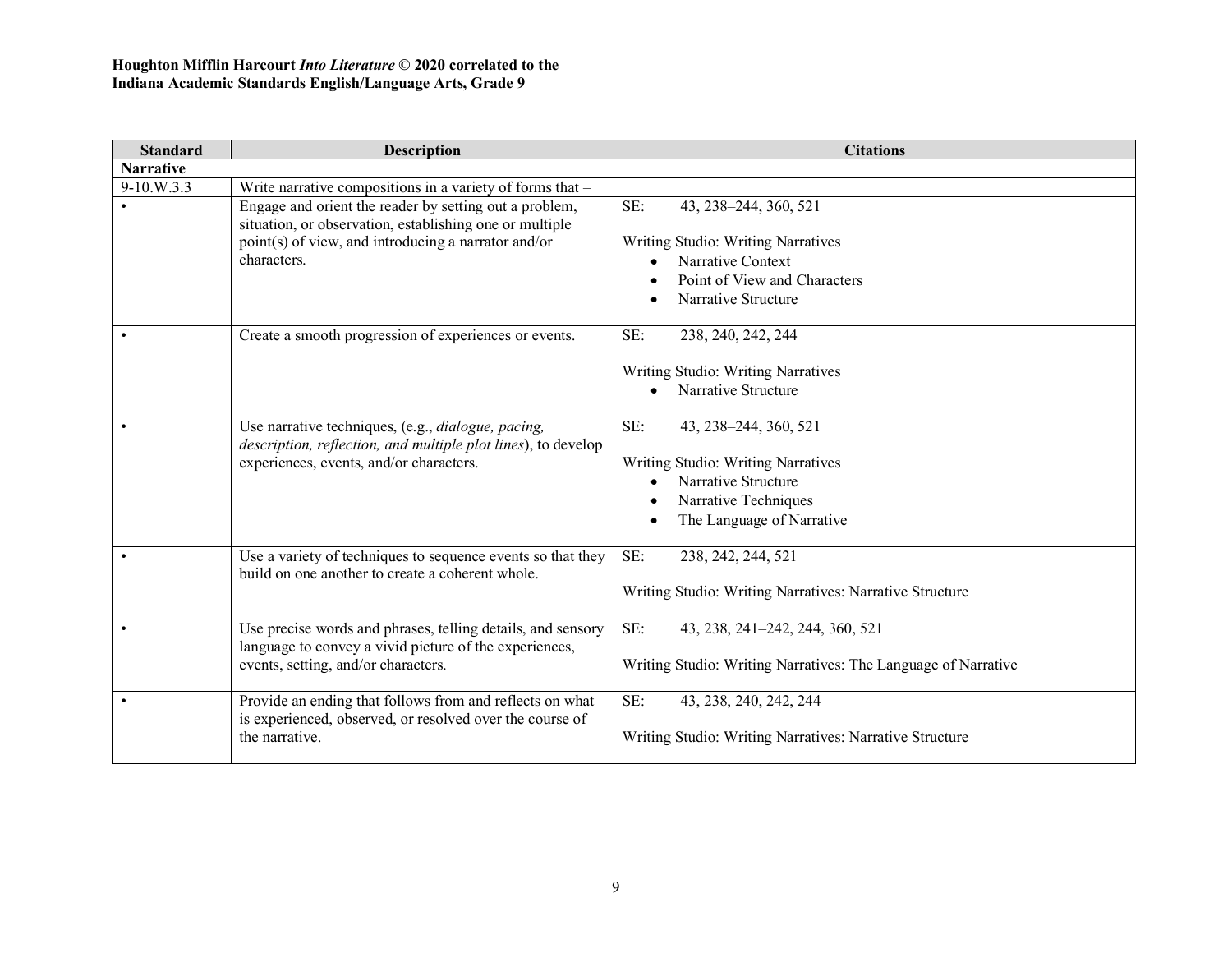| Standard | Description | Citations |
|---|---|---|
| **Narrative** | | |
| 9-10.W.3.3 | Write narrative compositions in a variety of forms that – | |
| • | Engage and orient the reader by setting out a problem, situation, or observation, establishing one or multiple point(s) of view, and introducing a narrator and/or characters. | SE: 43, 238–244, 360, 521<br><br>Writing Studio: Writing Narratives<br>• Narrative Context<br>• Point of View and Characters<br>• Narrative Structure |
| • | Create a smooth progression of experiences or events. | SE: 238, 240, 242, 244<br><br>Writing Studio: Writing Narratives<br>• Narrative Structure |
| • | Use narrative techniques, (e.g., *dialogue, pacing, description, reflection, and multiple plot lines*), to develop experiences, events, and/or characters. | SE: 43, 238–244, 360, 521<br><br>Writing Studio: Writing Narratives<br>• Narrative Structure<br>• Narrative Techniques<br>• The Language of Narrative |
| • | Use a variety of techniques to sequence events so that they build on one another to create a coherent whole. | SE: 238, 242, 244, 521<br><br>Writing Studio: Writing Narratives: Narrative Structure |
| • | Use precise words and phrases, telling details, and sensory language to convey a vivid picture of the experiences, events, setting, and/or characters. | SE: 43, 238, 241–242, 244, 360, 521<br><br>Writing Studio: Writing Narratives: The Language of Narrative |
| • | Provide an ending that follows from and reflects on what is experienced, observed, or resolved over the course of the narrative. | SE: 43, 238, 240, 242, 244<br><br>Writing Studio: Writing Narratives: Narrative Structure |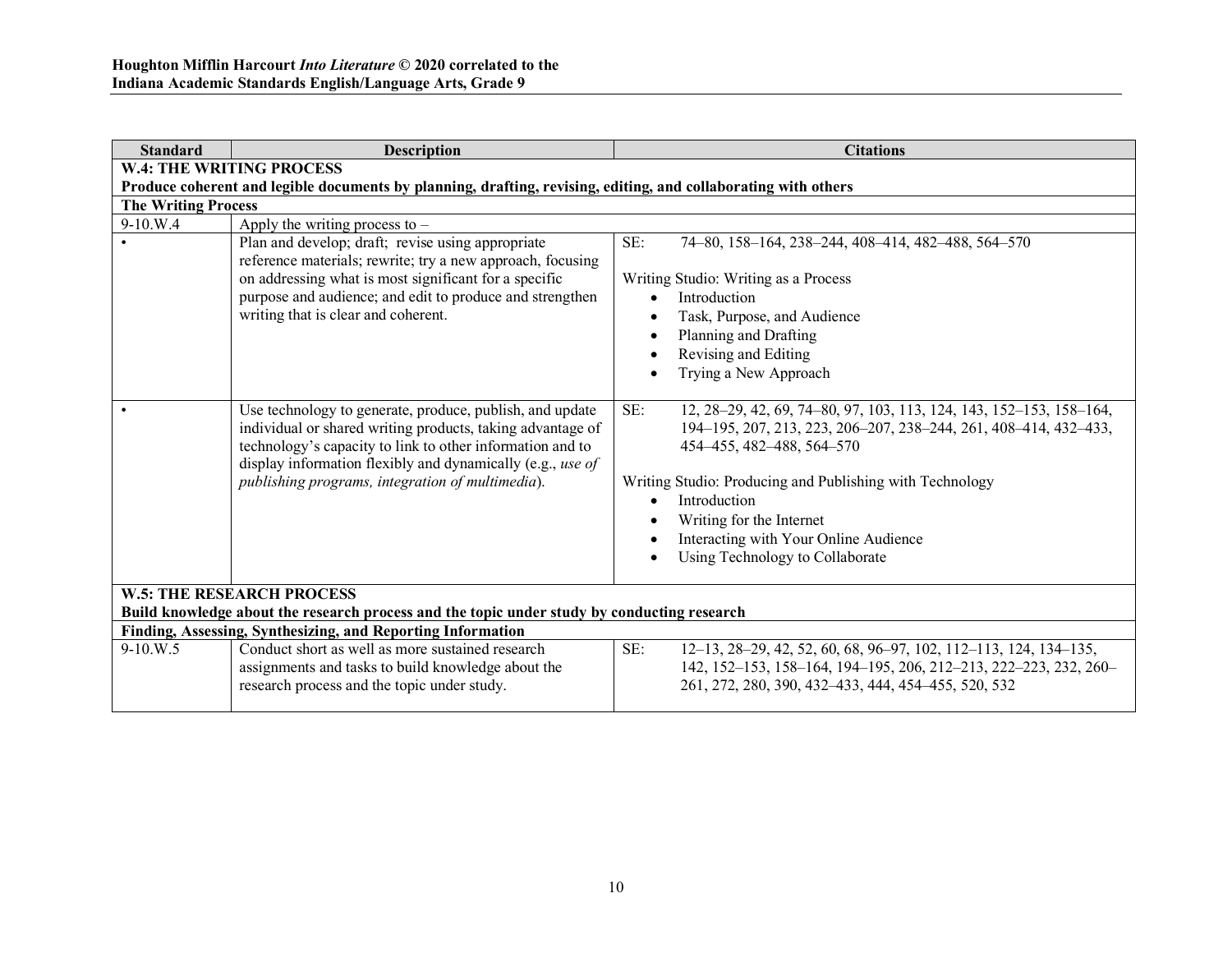| Standard | Description | Citations |
|---|---|---|
| **W.4: THE WRITING PROCESS**<br>**Produce coherent and legible documents by planning, drafting, revising, editing, and collaborating with others** | | |
| **The Writing Process** | | |
| 9-10.W.4 | Apply the writing process to – | |
| • | Plan and develop; draft; revise using appropriate reference materials; rewrite; try a new approach, focusing on addressing what is most significant for a specific purpose and audience; and edit to produce and strengthen writing that is clear and coherent. | SE: 74–80, 158–164, 238–244, 408–414, 482–488, 564–570<br><br>Writing Studio: Writing as a Process<br>• Introduction<br>• Task, Purpose, and Audience<br>• Planning and Drafting<br>• Revising and Editing<br>• Trying a New Approach |
| • | Use technology to generate, produce, publish, and update individual or shared writing products, taking advantage of technology's capacity to link to other information and to display information flexibly and dynamically (e.g., *use of publishing programs, integration of multimedia*). | SE: 12, 28–29, 42, 69, 74–80, 97, 103, 113, 124, 143, 152–153, 158–164, 194–195, 207, 213, 223, 206–207, 238–244, 261, 408–414, 432–433, 454–455, 482–488, 564–570<br><br>Writing Studio: Producing and Publishing with Technology<br>• Introduction<br>• Writing for the Internet<br>• Interacting with Your Online Audience<br>• Using Technology to Collaborate |
| **W.5: THE RESEARCH PROCESS**<br>**Build knowledge about the research process and the topic under study by conducting research** | | |
| **Finding, Assessing, Synthesizing, and Reporting Information** | | |
| 9-10.W.5 | Conduct short as well as more sustained research assignments and tasks to build knowledge about the research process and the topic under study. | SE: 12–13, 28–29, 42, 52, 60, 68, 96–97, 102, 112–113, 124, 134–135, 142, 152–153, 158–164, 194–195, 206, 212–213, 222–223, 232, 260–261, 272, 280, 390, 432–433, 444, 454–455, 520, 532 |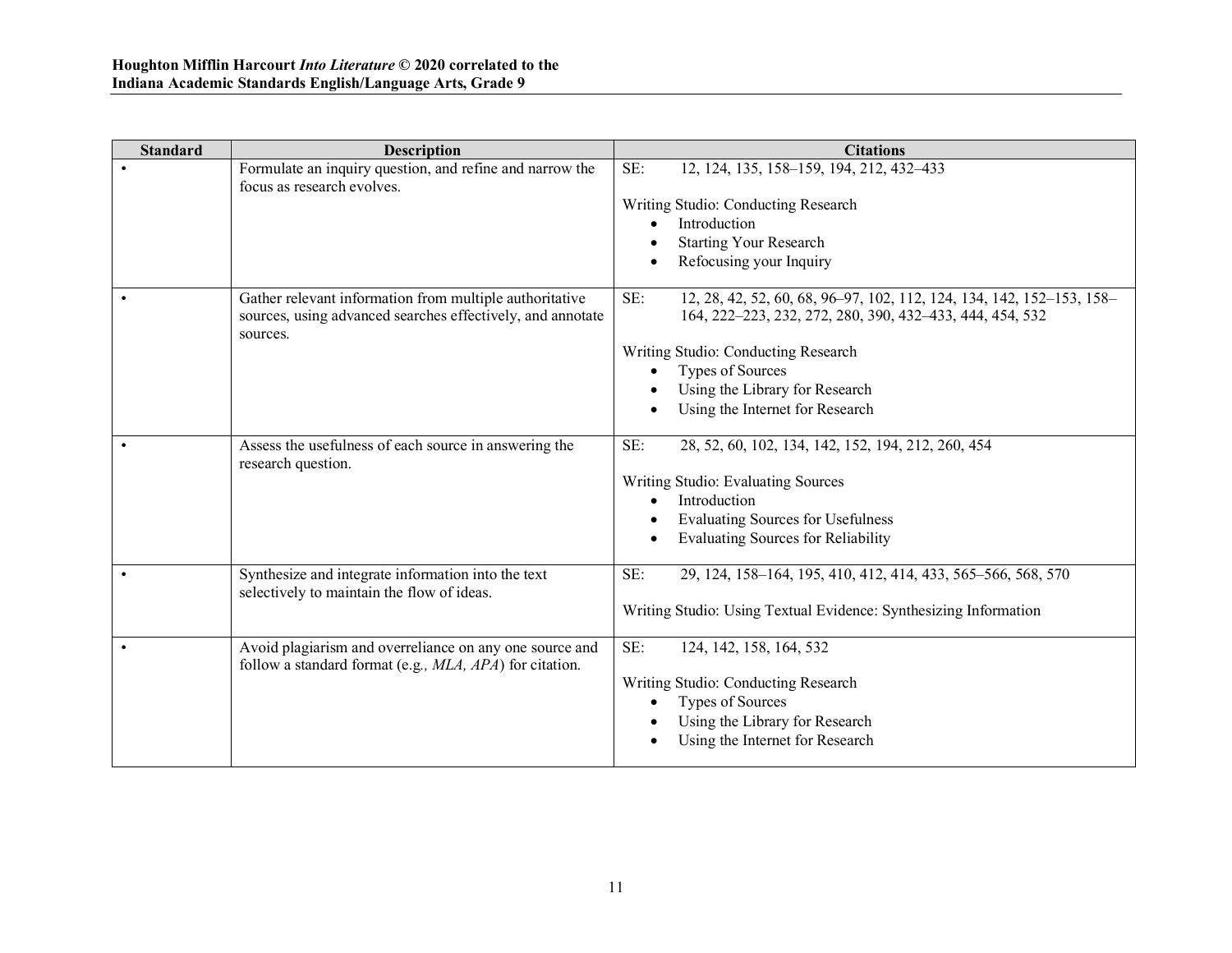| Standard | Description | Citations |
|---|---|---|
| • | Formulate an inquiry question, and refine and narrow the focus as research evolves. | SE: 12, 124, 135, 158–159, 194, 212, 432–433<br><br>Writing Studio: Conducting Research<br>• Introduction<br>• Starting Your Research<br>• Refocusing your Inquiry |
| • | Gather relevant information from multiple authoritative sources, using advanced searches effectively, and annotate sources. | SE: 12, 28, 42, 52, 60, 68, 96–97, 102, 112, 124, 134, 142, 152–153, 158–164, 222–223, 232, 272, 280, 390, 432–433, 444, 454, 532<br><br>Writing Studio: Conducting Research<br>• Types of Sources<br>• Using the Library for Research<br>• Using the Internet for Research |
| • | Assess the usefulness of each source in answering the research question. | SE: 28, 52, 60, 102, 134, 142, 152, 194, 212, 260, 454<br><br>Writing Studio: Evaluating Sources<br>• Introduction<br>• Evaluating Sources for Usefulness<br>• Evaluating Sources for Reliability |
| • | Synthesize and integrate information into the text selectively to maintain the flow of ideas. | SE: 29, 124, 158–164, 195, 410, 412, 414, 433, 565–566, 568, 570<br><br>Writing Studio: Using Textual Evidence: Synthesizing Information |
| • | Avoid plagiarism and overreliance on any one source and follow a standard format (e.g*., MLA, APA*) for citation. | SE: 124, 142, 158, 164, 532<br><br>Writing Studio: Conducting Research<br>• Types of Sources<br>• Using the Library for Research<br>• Using the Internet for Research |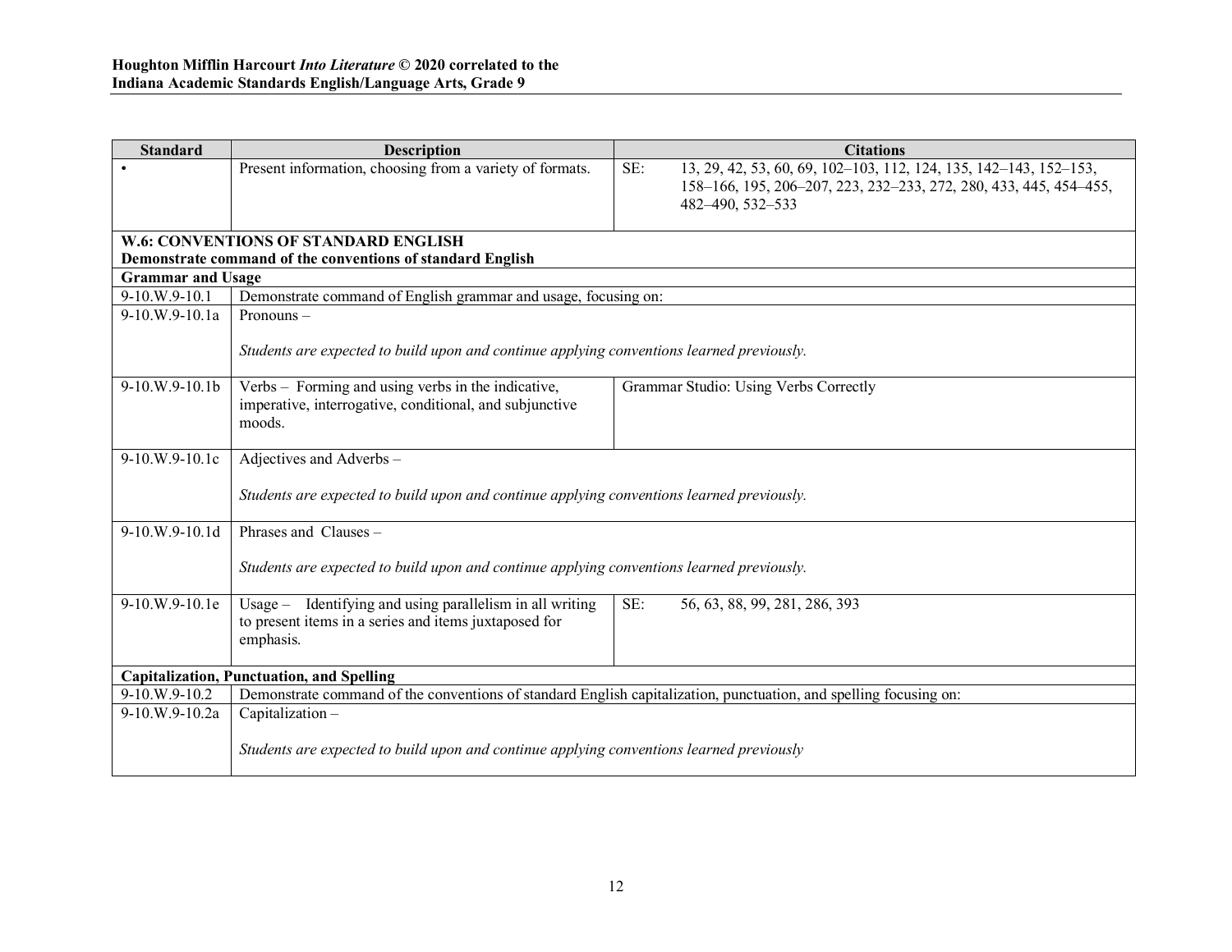| Standard | Description | Citations |
| --- | --- | --- |
| • | Present information, choosing from a variety of formats. | SE: 13, 29, 42, 53, 60, 69, 102–103, 112, 124, 135, 142–143, 152–153, 158–166, 195, 206–207, 223, 232–233, 272, 280, 433, 445, 454–455, 482–490, 532–533 |
| **W.6: CONVENTIONS OF STANDARD ENGLISH** <br> **Demonstrate command of the conventions of standard English** | | |
| **Grammar and Usage** | | |
| 9-10.W.9-10.1 | Demonstrate command of English grammar and usage, focusing on: | |
| 9-10.W.9-10.1a | Pronouns – <br><br> *Students are expected to build upon and continue applying conventions learned previously.* | |
| 9-10.W.9-10.1b | Verbs – Forming and using verbs in the indicative, imperative, interrogative, conditional, and subjunctive moods. | Grammar Studio: Using Verbs Correctly |
| 9-10.W.9-10.1c | Adjectives and Adverbs – <br><br> *Students are expected to build upon and continue applying conventions learned previously.* | |
| 9-10.W.9-10.1d | Phrases and Clauses – <br><br> *Students are expected to build upon and continue applying conventions learned previously.* | |
| 9-10.W.9-10.1e | Usage – Identifying and using parallelism in all writing to present items in a series and items juxtaposed for emphasis. | SE: 56, 63, 88, 99, 281, 286, 393 |
| **Capitalization, Punctuation, and Spelling** | | |
| 9-10.W.9-10.2 | Demonstrate command of the conventions of standard English capitalization, punctuation, and spelling focusing on: | |
| 9-10.W.9-10.2a | Capitalization – <br><br> *Students are expected to build upon and continue applying conventions learned previously* | |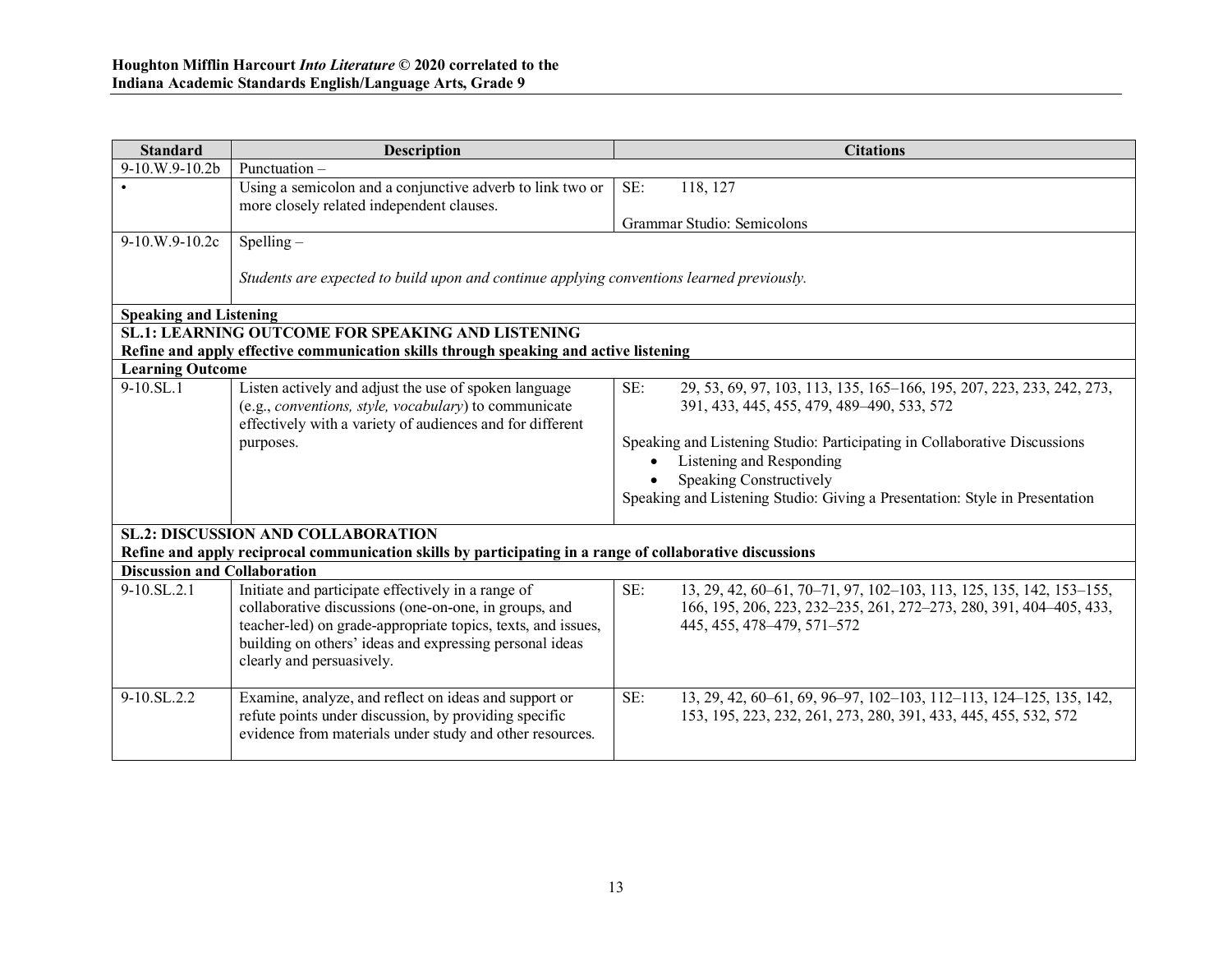| Standard | Description | Citations |
|---|---|---|
| 9-10.W.9-10.2b | Punctuation – | |
| • | Using a semicolon and a conjunctive adverb to link two or more closely related independent clauses. | SE: 118, 127<br><br>Grammar Studio: Semicolons |
| 9-10.W.9-10.2c | Spelling –<br><br>*Students are expected to build upon and continue applying conventions learned previously.* | |
| **Speaking and Listening** | | |
| **SL.1: LEARNING OUTCOME FOR SPEAKING AND LISTENING**<br>**Refine and apply effective communication skills through speaking and active listening** | | |
| **Learning Outcome** | | |
| 9-10.SL.1 | Listen actively and adjust the use of spoken language (e.g., *conventions, style, vocabulary*) to communicate effectively with a variety of audiences and for different purposes. | SE: 29, 53, 69, 97, 103, 113, 135, 165–166, 195, 207, 223, 233, 242, 273, 391, 433, 445, 455, 479, 489–490, 533, 572<br><br>Speaking and Listening Studio: Participating in Collaborative Discussions<br>• Listening and Responding<br>• Speaking Constructively<br>Speaking and Listening Studio: Giving a Presentation: Style in Presentation |
| **SL.2: DISCUSSION AND COLLABORATION**<br>**Refine and apply reciprocal communication skills by participating in a range of collaborative discussions** | | |
| **Discussion and Collaboration** | | |
| 9-10.SL.2.1 | Initiate and participate effectively in a range of collaborative discussions (one-on-one, in groups, and teacher-led) on grade-appropriate topics, texts, and issues, building on others' ideas and expressing personal ideas clearly and persuasively. | SE: 13, 29, 42, 60–61, 70–71, 97, 102–103, 113, 125, 135, 142, 153–155, 166, 195, 206, 223, 232–235, 261, 272–273, 280, 391, 404–405, 433, 445, 455, 478–479, 571–572 |
| 9-10.SL.2.2 | Examine, analyze, and reflect on ideas and support or refute points under discussion, by providing specific evidence from materials under study and other resources. | SE: 13, 29, 42, 60–61, 69, 96–97, 102–103, 112–113, 124–125, 135, 142, 153, 195, 223, 232, 261, 273, 280, 391, 433, 445, 455, 532, 572 |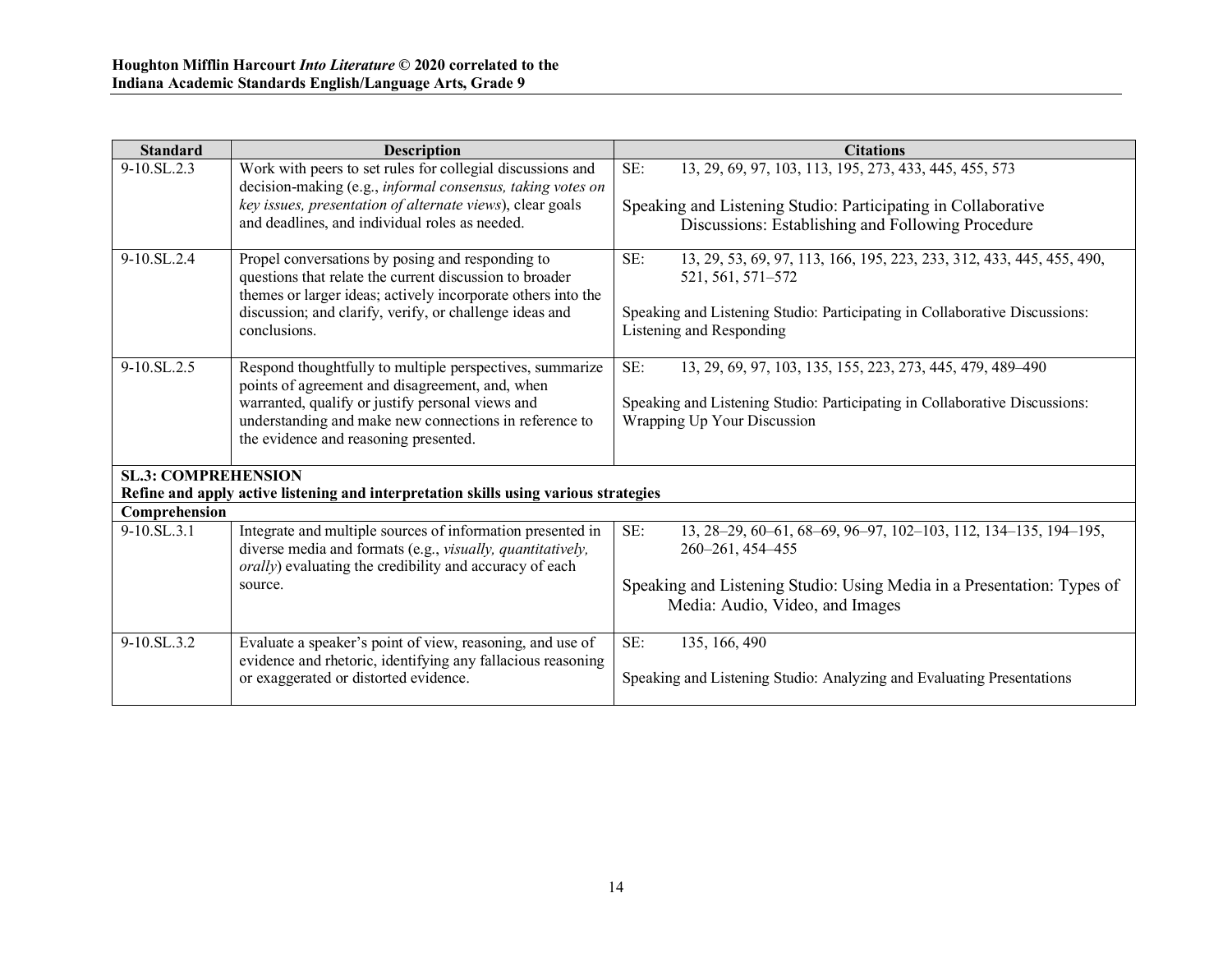| Standard | Description | Citations |
|---|---|---|
| 9-10.SL.2.3 | Work with peers to set rules for collegial discussions and decision-making (e.g., *informal consensus, taking votes on key issues, presentation of alternate views*), clear goals and deadlines, and individual roles as needed. | SE: 13, 29, 69, 97, 103, 113, 195, 273, 433, 445, 455, 573<br><br>Speaking and Listening Studio: Participating in Collaborative Discussions: Establishing and Following Procedure |
| 9-10.SL.2.4 | Propel conversations by posing and responding to questions that relate the current discussion to broader themes or larger ideas; actively incorporate others into the discussion; and clarify, verify, or challenge ideas and conclusions. | SE: 13, 29, 53, 69, 97, 113, 166, 195, 223, 233, 312, 433, 445, 455, 490, 521, 561, 571–572<br><br>Speaking and Listening Studio: Participating in Collaborative Discussions: Listening and Responding |
| 9-10.SL.2.5 | Respond thoughtfully to multiple perspectives, summarize points of agreement and disagreement, and, when warranted, qualify or justify personal views and understanding and make new connections in reference to the evidence and reasoning presented. | SE: 13, 29, 69, 97, 103, 135, 155, 223, 273, 445, 479, 489–490<br><br>Speaking and Listening Studio: Participating in Collaborative Discussions: Wrapping Up Your Discussion |
| **SL.3: COMPREHENSION**<br>**Refine and apply active listening and interpretation skills using various strategies** | | |
| **Comprehension** | | |
| 9-10.SL.3.1 | Integrate and multiple sources of information presented in diverse media and formats (e.g., *visually, quantitatively, orally*) evaluating the credibility and accuracy of each source. | SE: 13, 28–29, 60–61, 68–69, 96–97, 102–103, 112, 134–135, 194–195, 260–261, 454–455<br><br>Speaking and Listening Studio: Using Media in a Presentation: Types of Media: Audio, Video, and Images |
| 9-10.SL.3.2 | Evaluate a speaker's point of view, reasoning, and use of evidence and rhetoric, identifying any fallacious reasoning or exaggerated or distorted evidence. | SE: 135, 166, 490<br><br>Speaking and Listening Studio: Analyzing and Evaluating Presentations |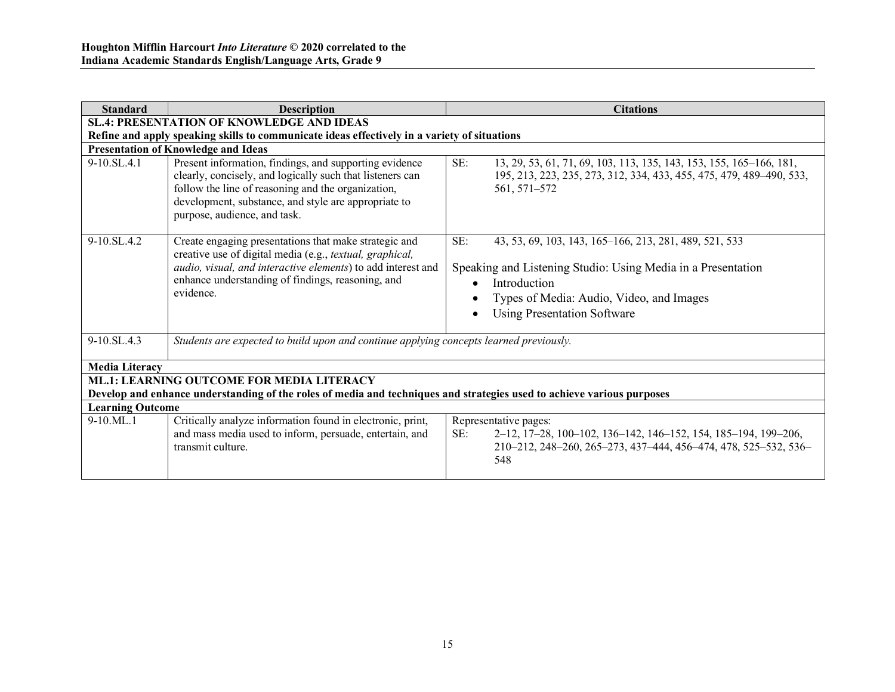| Standard | Description | Citations |
|---|---|---|
| **SL.4: PRESENTATION OF KNOWLEDGE AND IDEAS** | | |
| **Refine and apply speaking skills to communicate ideas effectively in a variety of situations** | | |
| **Presentation of Knowledge and Ideas** | | |
| 9-10.SL.4.1 | Present information, findings, and supporting evidence clearly, concisely, and logically such that listeners can follow the line of reasoning and the organization, development, substance, and style are appropriate to purpose, audience, and task. | SE: 13, 29, 53, 61, 71, 69, 103, 113, 135, 143, 153, 155, 165–166, 181, 195, 213, 223, 235, 273, 312, 334, 433, 455, 475, 479, 489–490, 533, 561, 571–572 |
| 9-10.SL.4.2 | Create engaging presentations that make strategic and creative use of digital media (e.g., *textual, graphical, audio, visual, and interactive elements*) to add interest and enhance understanding of findings, reasoning, and evidence. | SE: 43, 53, 69, 103, 143, 165–166, 213, 281, 489, 521, 533<br><br>Speaking and Listening Studio: Using Media in a Presentation<br>• Introduction<br>• Types of Media: Audio, Video, and Images<br>• Using Presentation Software |
| 9-10.SL.4.3 | *Students are expected to build upon and continue applying concepts learned previously.* | |
| **Media Literacy** | | |
| **ML.1: LEARNING OUTCOME FOR MEDIA LITERACY** | | |
| **Develop and enhance understanding of the roles of media and techniques and strategies used to achieve various purposes** | | |
| **Learning Outcome** | | |
| 9-10.ML.1 | Critically analyze information found in electronic, print, and mass media used to inform, persuade, entertain, and transmit culture. | Representative pages:<br>SE: 2–12, 17–28, 100–102, 136–142, 146–152, 154, 185–194, 199–206, 210–212, 248–260, 265–273, 437–444, 456–474, 478, 525–532, 536–548 |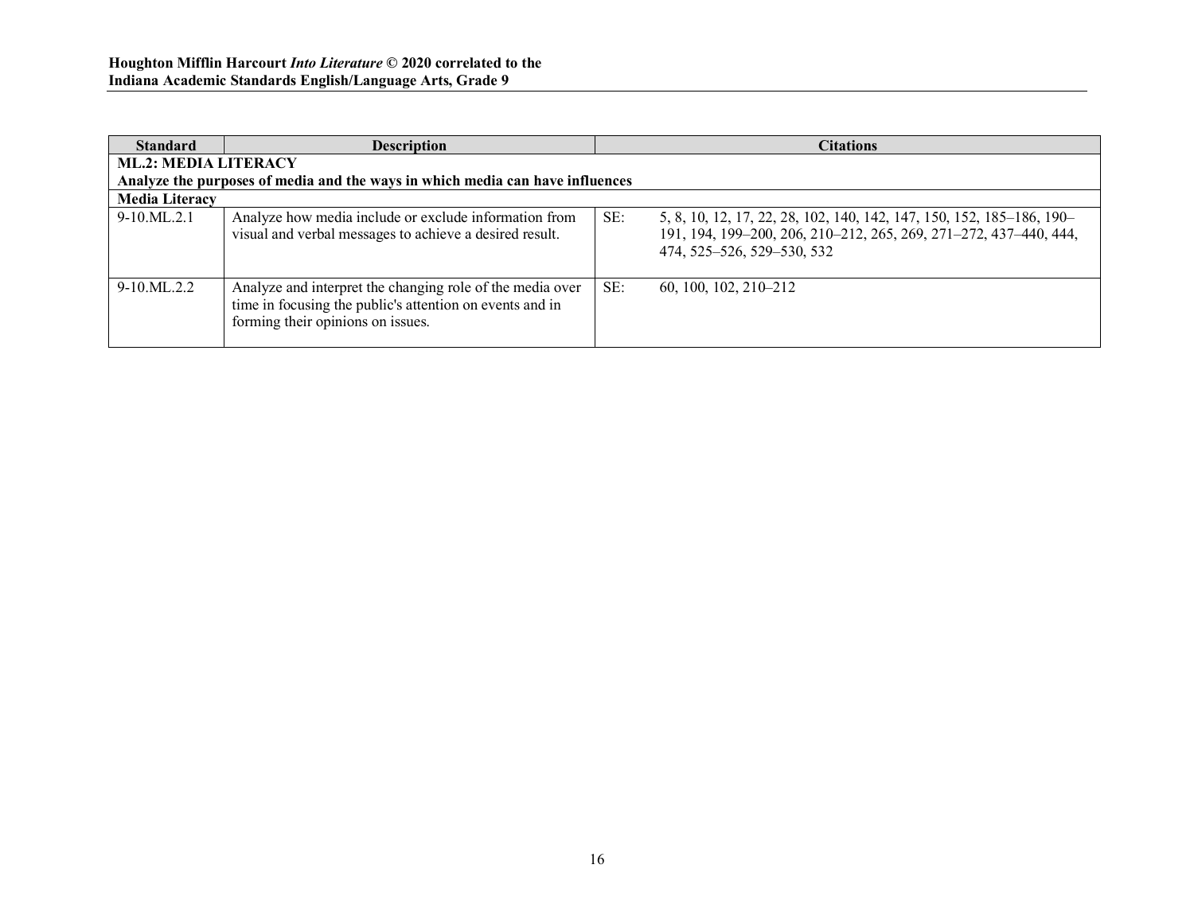| Standard | Description | Citations | |
|---|---|---|---|
| **ML.2: MEDIA LITERACY** | | | |
| **Analyze the purposes of media and the ways in which media can have influences** | | | |
| **Media Literacy** | | | |
| 9-10.ML.2.1 | Analyze how media include or exclude information from visual and verbal messages to achieve a desired result. | SE: | 5, 8, 10, 12, 17, 22, 28, 102, 140, 142, 147, 150, 152, 185–186, 190–191, 194, 199–200, 206, 210–212, 265, 269, 271–272, 437–440, 444, 474, 525–526, 529–530, 532 |
| 9-10.ML.2.2 | Analyze and interpret the changing role of the media over time in focusing the public's attention on events and in forming their opinions on issues. | SE: | 60, 100, 102, 210–212 |